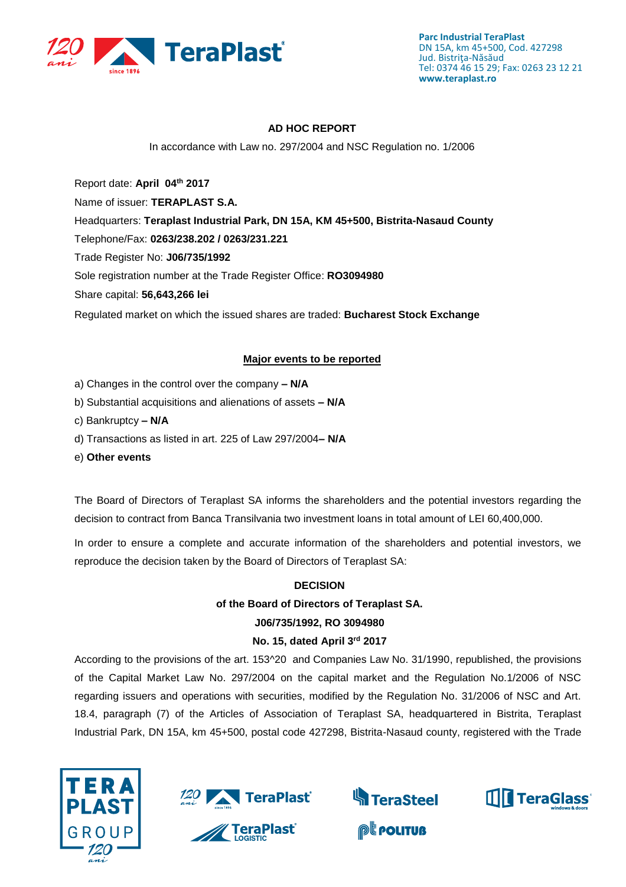Parc Industrial TeraPlast
DN 15A, km 45+500, Cod. 427298
Jud. Bistriţa-Năsăud
Tel: 0374 46 15 29; Fax: 0263 23 12 21
www.teraplast.ro

# AD HOC REPORT

In accordance with Law no. 297/2004 and NSC Regulation no. 1/2006

Report date: **April 04th 2017**

Name of issuer: **TERAPLAST S.A.**

Headquarters: **Teraplast Industrial Park, DN 15A, KM 45+500, Bistrita-Nasaud County**

Telephone/Fax: **0263/238.202 / 0263/231.221**

Trade Register No: **J06/735/1992**

Sole registration number at the Trade Register Office: **RO3094980**

Share capital: **56,643,266 lei**

Regulated market on which the issued shares are traded: **Bucharest Stock Exchange**

## Major events to be reported

a) Changes in the control over the company **– N/A**

b) Substantial acquisitions and alienations of assets **– N/A**

c) Bankruptcy **– N/A**

d) Transactions as listed in art. 225 of Law 297/2004**– N/A**

e) **Other events**

The Board of Directors of Teraplast SA informs the shareholders and the potential investors regarding the decision to contract from Banca Transilvania two investment loans in total amount of LEI 60,400,000.

In order to ensure a complete and accurate information of the shareholders and potential investors, we reproduce the decision taken by the Board of Directors of Teraplast SA:

**DECISION**

**of the Board of Directors of Teraplast SA.**

**J06/735/1992, RO 3094980**

**No. 15, dated April 3rd 2017**

According to the provisions of the art. 153^20 and Companies Law No. 31/1990, republished, the provisions of the Capital Market Law No. 297/2004 on the capital market and the Regulation No.1/2006 of NSC regarding issuers and operations with securities, modified by the Regulation No. 31/2006 of NSC and Art. 18.4, paragraph (7) of the Articles of Association of Teraplast SA, headquartered in Bistrita, Teraplast Industrial Park, DN 15A, km 45+500, postal code 427298, Bistrita-Nasaud county, registered with the Trade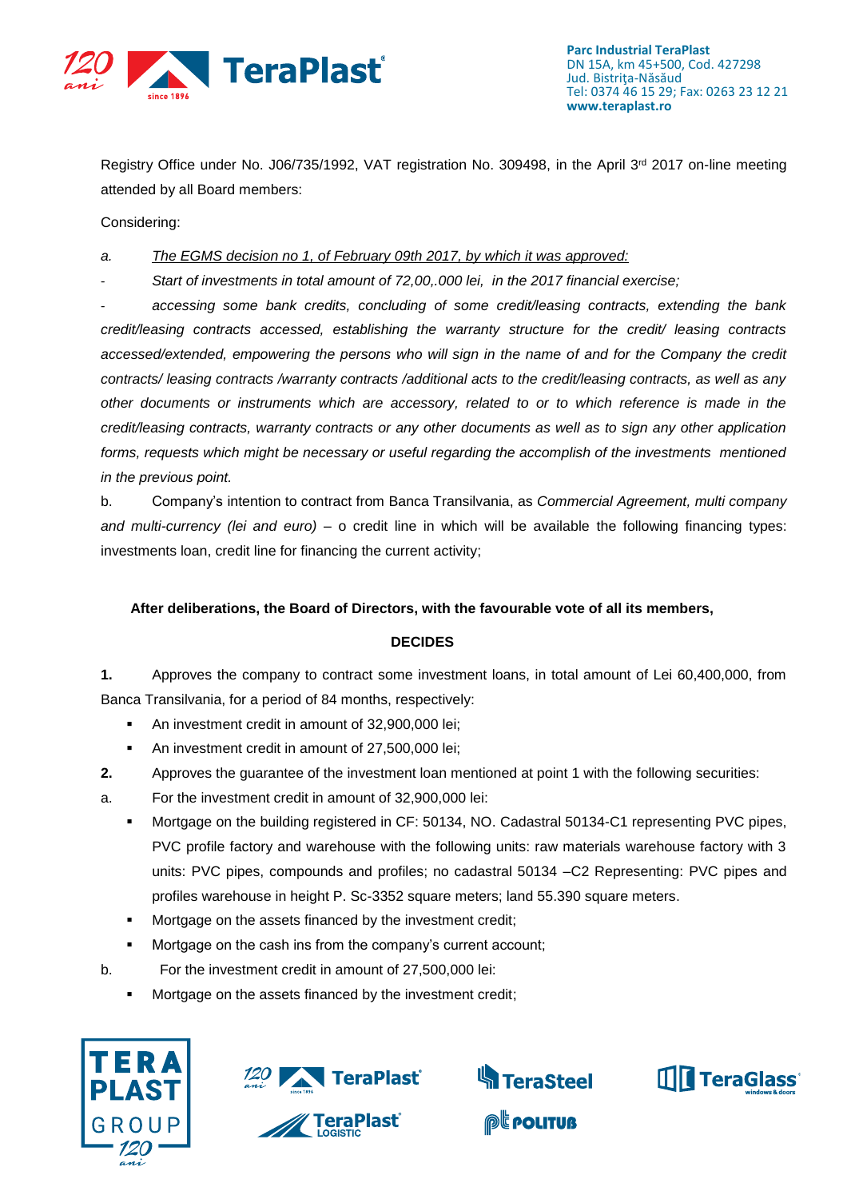Registry Office under No. J06/735/1992, VAT registration No. 309498, in the April 3rd 2017 on-line meeting attended by all Board members:

Considering:

*a.* *The EGMS decision no 1, of February 09th 2017, by which it was approved:*

- *Start of investments in total amount of 72,00,.000 lei, in the 2017 financial exercise;*
- *accessing some bank credits, concluding of some credit/leasing contracts, extending the bank credit/leasing contracts accessed, establishing the warranty structure for the credit/ leasing contracts accessed/extended, empowering the persons who will sign in the name of and for the Company the credit contracts/ leasing contracts /warranty contracts /additional acts to the credit/leasing contracts, as well as any other documents or instruments which are accessory, related to or to which reference is made in the credit/leasing contracts, warranty contracts or any other documents as well as to sign any other application forms, requests which might be necessary or useful regarding the accomplish of the investments mentioned in the previous point.*

b. Company's intention to contract from Banca Transilvania, as *Commercial Agreement, multi company and multi-currency (lei and euro)* – o credit line in which will be available the following financing types: investments loan, credit line for financing the current activity;

**After deliberations, the Board of Directors, with the favourable vote of all its members,**

**DECIDES**

**1.** Approves the company to contract some investment loans, in total amount of Lei 60,400,000, from Banca Transilvania, for a period of 84 months, respectively:

- An investment credit in amount of 32,900,000 lei;
- An investment credit in amount of 27,500,000 lei;

**2.** Approves the guarantee of the investment loan mentioned at point 1 with the following securities:

a. For the investment credit in amount of 32,900,000 lei:

- Mortgage on the building registered in CF: 50134, NO. Cadastral 50134-C1 representing PVC pipes, PVC profile factory and warehouse with the following units: raw materials warehouse factory with 3 units: PVC pipes, compounds and profiles; no cadastral 50134 –C2 Representing: PVC pipes and profiles warehouse in height P. Sc-3352 square meters; land 55.390 square meters.
- Mortgage on the assets financed by the investment credit;
- Mortgage on the cash ins from the company's current account;

b. For the investment credit in amount of 27,500,000 lei:

- Mortgage on the assets financed by the investment credit;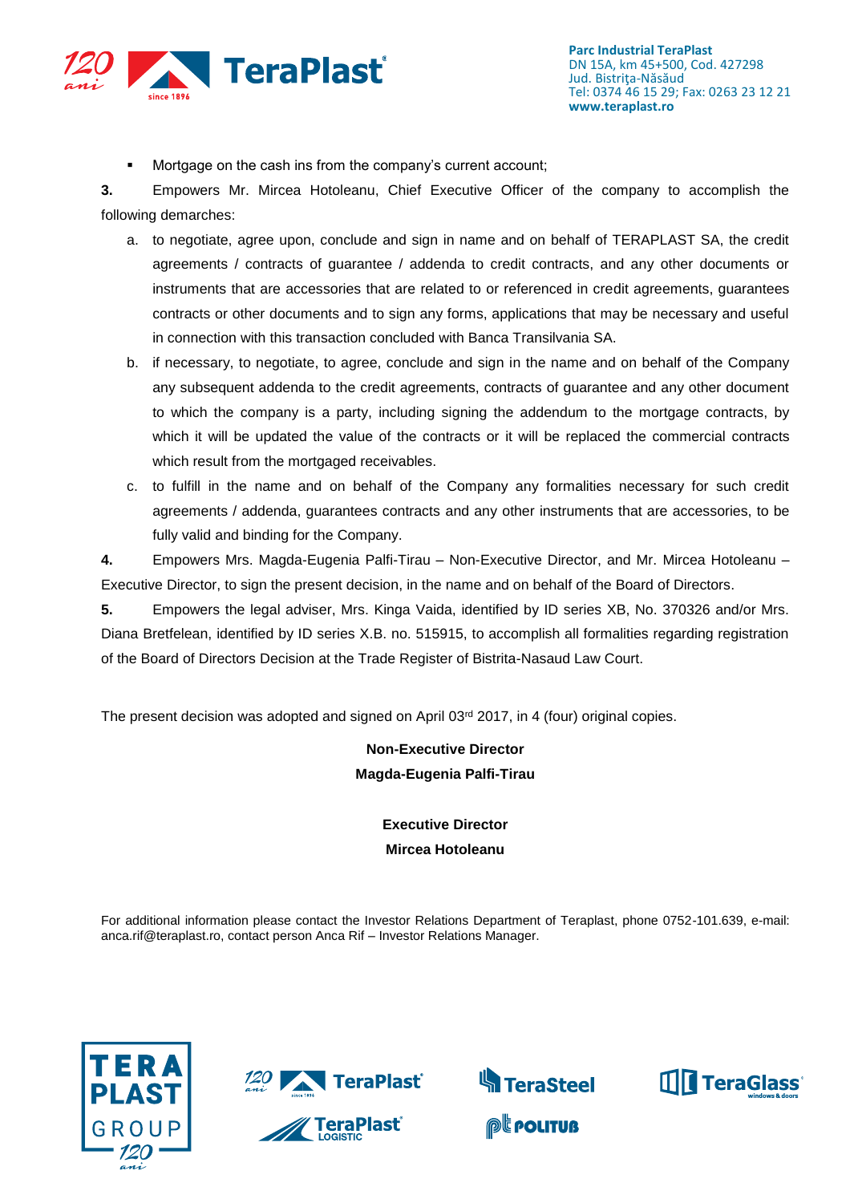- Mortgage on the cash ins from the company's current account;

**3.** Empowers Mr. Mircea Hotoleanu, Chief Executive Officer of the company to accomplish the following demarches:

a. to negotiate, agree upon, conclude and sign in name and on behalf of TERAPLAST SA, the credit agreements / contracts of guarantee / addenda to credit contracts, and any other documents or instruments that are accessories that are related to or referenced in credit agreements, guarantees contracts or other documents and to sign any forms, applications that may be necessary and useful in connection with this transaction concluded with Banca Transilvania SA.

b. if necessary, to negotiate, to agree, conclude and sign in the name and on behalf of the Company any subsequent addenda to the credit agreements, contracts of guarantee and any other document to which the company is a party, including signing the addendum to the mortgage contracts, by which it will be updated the value of the contracts or it will be replaced the commercial contracts which result from the mortgaged receivables.

c. to fulfill in the name and on behalf of the Company any formalities necessary for such credit agreements / addenda, guarantees contracts and any other instruments that are accessories, to be fully valid and binding for the Company.

**4.** Empowers Mrs. Magda-Eugenia Palfi-Tirau – Non-Executive Director, and Mr. Mircea Hotoleanu – Executive Director, to sign the present decision, in the name and on behalf of the Board of Directors.

**5.** Empowers the legal adviser, Mrs. Kinga Vaida, identified by ID series XB, No. 370326 and/or Mrs. Diana Bretfelean, identified by ID series X.B. no. 515915, to accomplish all formalities regarding registration of the Board of Directors Decision at the Trade Register of Bistrita-Nasaud Law Court.

The present decision was adopted and signed on April 03rd 2017, in 4 (four) original copies.

**Non-Executive Director**
**Magda-Eugenia Palfi-Tirau**

**Executive Director**
**Mircea Hotoleanu**

For additional information please contact the Investor Relations Department of Teraplast, phone 0752-101.639, e-mail: anca.rif@teraplast.ro, contact person Anca Rif – Investor Relations Manager.